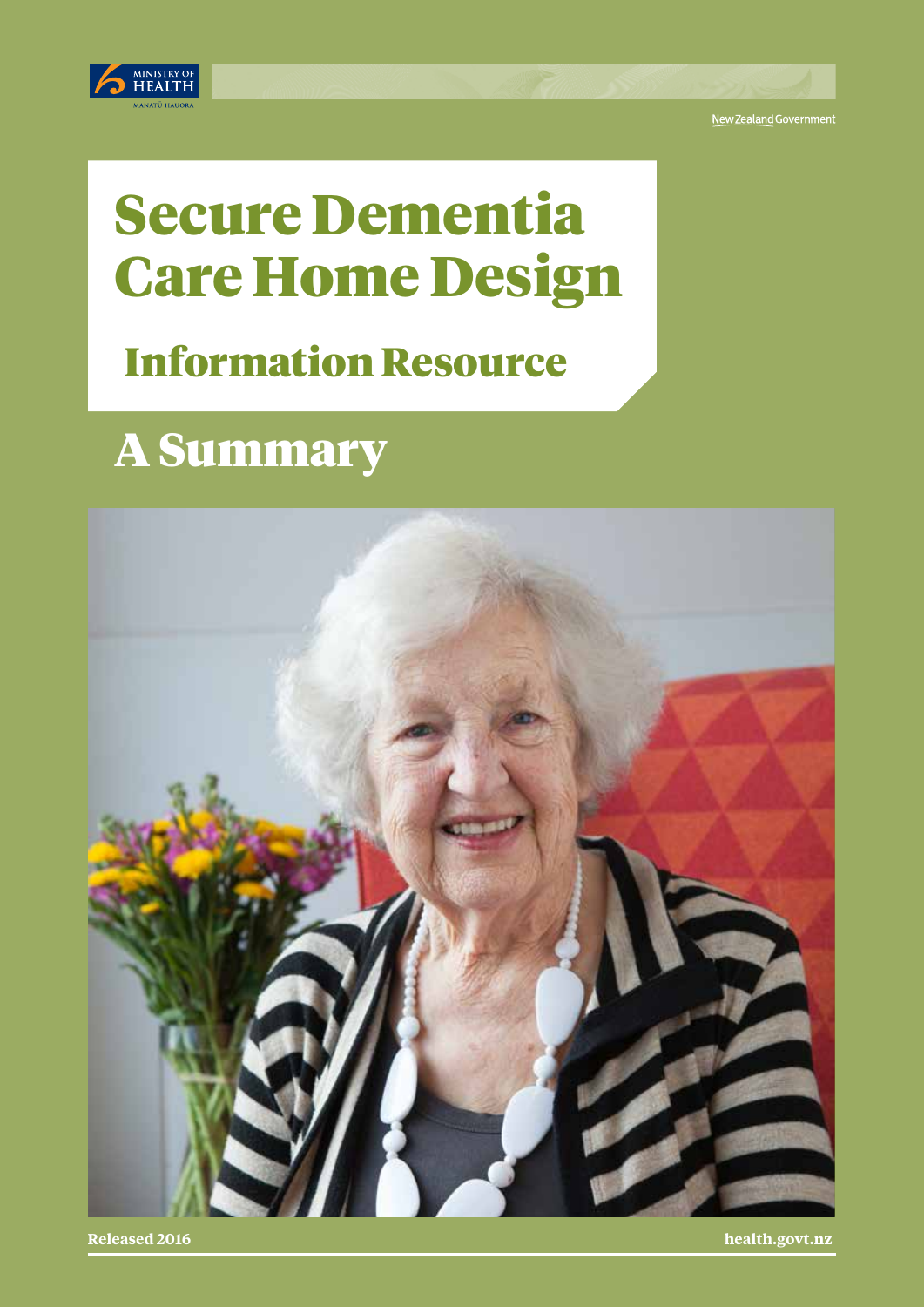MINISTRY OF HEALTH
MANATŪ HAUORA

New Zealand Government

# Secure Dementia Care Home Design

## Information Resource

## A Summary

Released 2016

health.govt.nz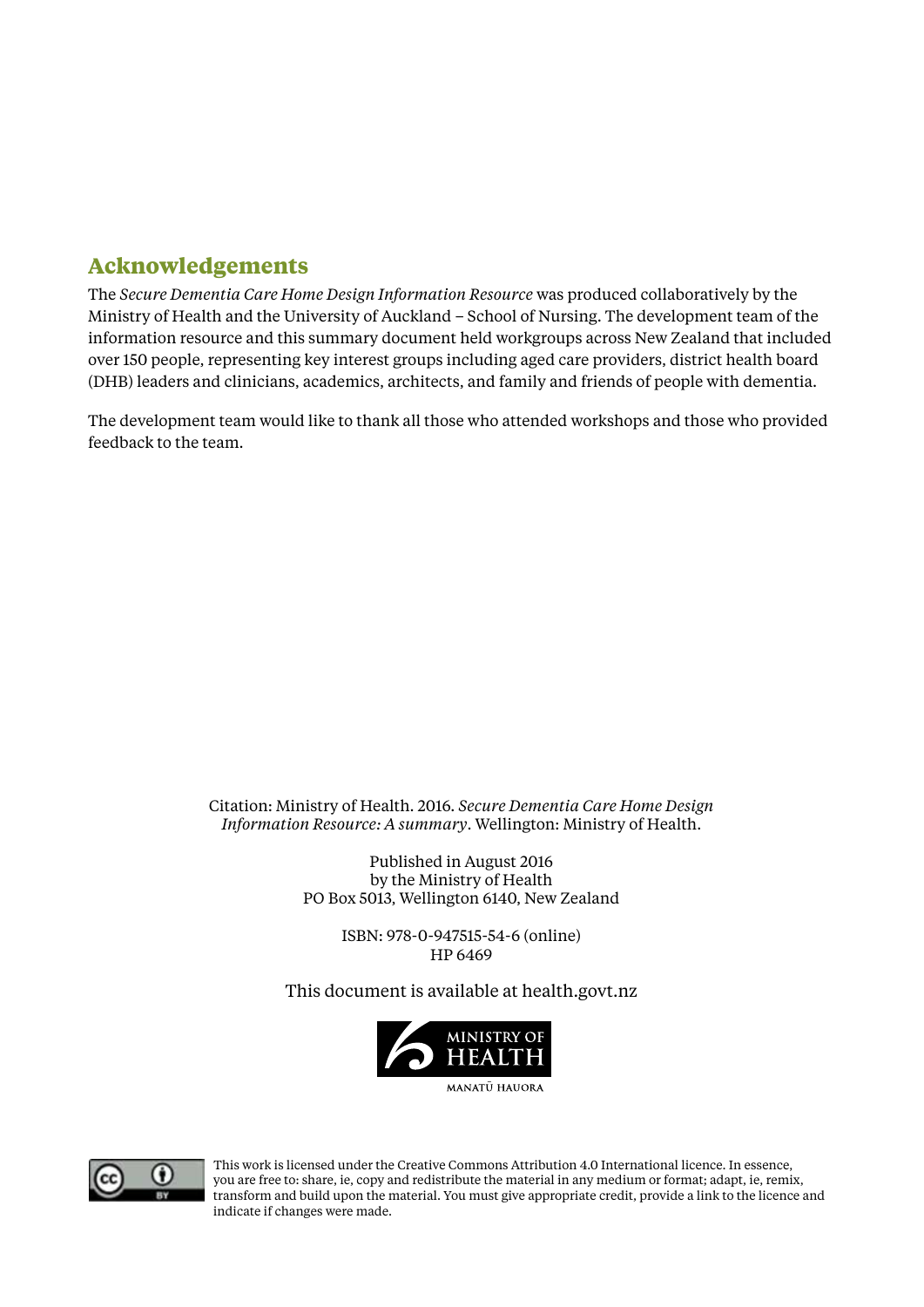## Acknowledgements

The *Secure Dementia Care Home Design Information Resource* was produced collaboratively by the Ministry of Health and the University of Auckland – School of Nursing. The development team of the information resource and this summary document held workgroups across New Zealand that included over 150 people, representing key interest groups including aged care providers, district health board (DHB) leaders and clinicians, academics, architects, and family and friends of people with dementia.

The development team would like to thank all those who attended workshops and those who provided feedback to the team.

Citation: Ministry of Health. 2016. *Secure Dementia Care Home Design Information Resource: A summary*. Wellington: Ministry of Health.

Published in August 2016
by the Ministry of Health
PO Box 5013, Wellington 6140, New Zealand

ISBN: 978-0-947515-54-6 (online)
HP 6469

This document is available at health.govt.nz

MINISTRY OF HEALTH
MANATŪ HAUORA

This work is licensed under the Creative Commons Attribution 4.0 International licence. In essence, you are free to: share, ie, copy and redistribute the material in any medium or format; adapt, ie, remix, transform and build upon the material. You must give appropriate credit, provide a link to the licence and indicate if changes were made.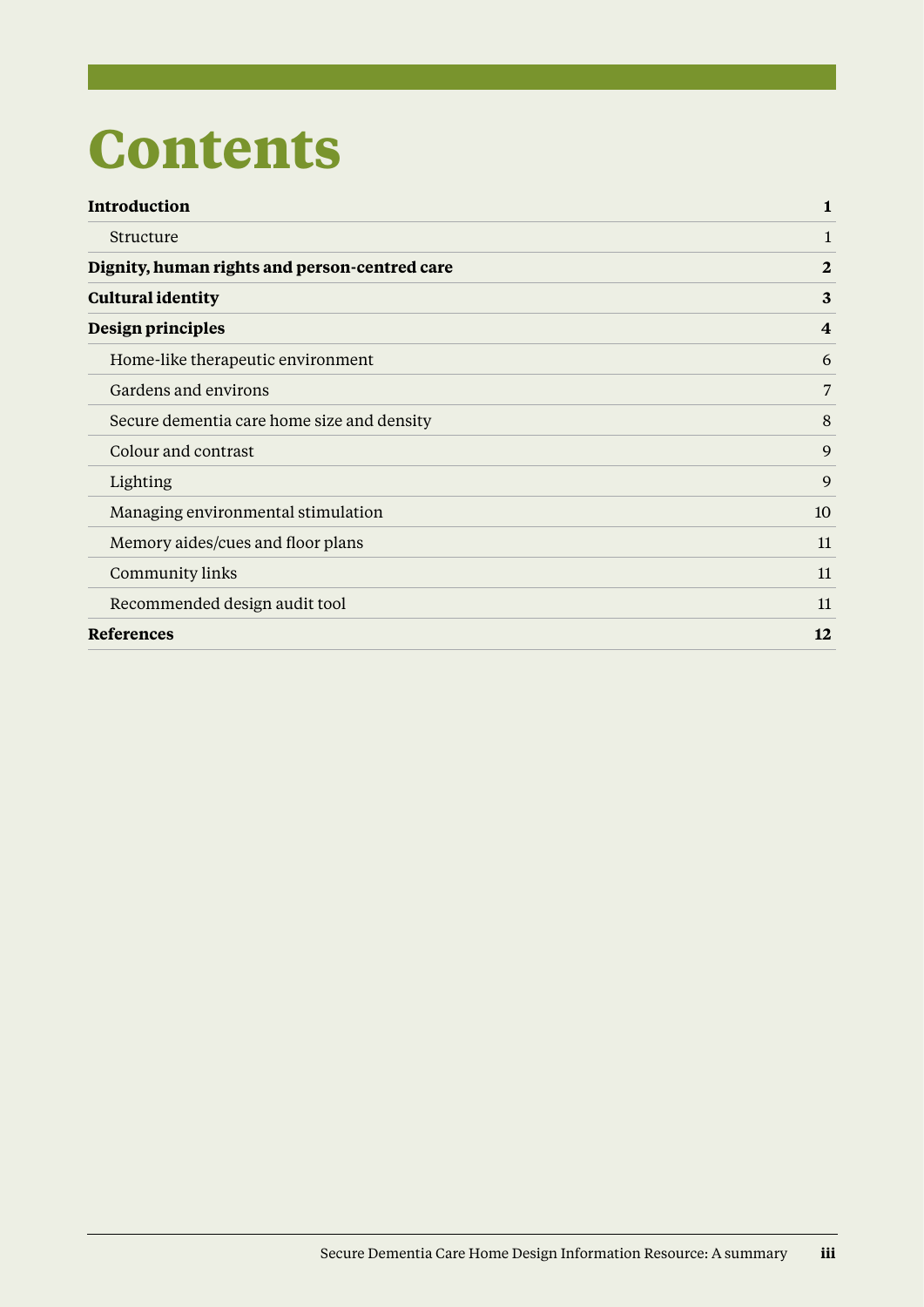# Contents

| | |
|---|---|
| **Introduction** | **1** |
| Structure | 1 |
| **Dignity, human rights and person-centred care** | **2** |
| **Cultural identity** | **3** |
| **Design principles** | **4** |
| Home-like therapeutic environment | 6 |
| Gardens and environs | 7 |
| Secure dementia care home size and density | 8 |
| Colour and contrast | 9 |
| Lighting | 9 |
| Managing environmental stimulation | 10 |
| Memory aides/cues and floor plans | 11 |
| Community links | 11 |
| Recommended design audit tool | 11 |
| **References** | **12** |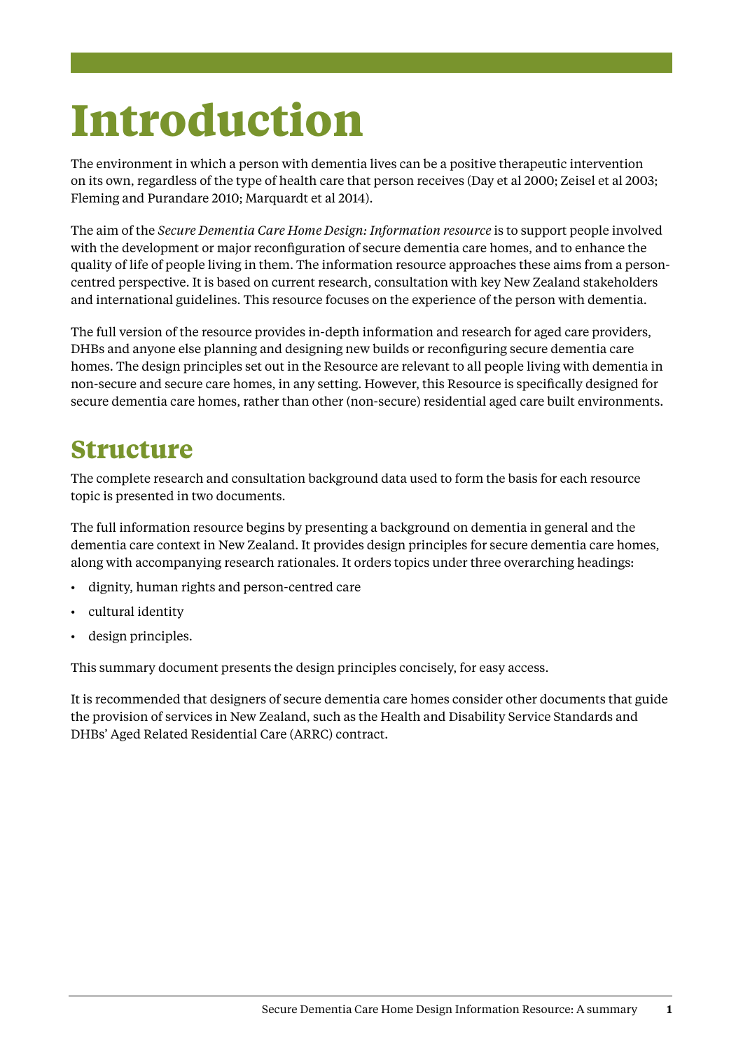# Introduction

The environment in which a person with dementia lives can be a positive therapeutic intervention on its own, regardless of the type of health care that person receives (Day et al 2000; Zeisel et al 2003; Fleming and Purandare 2010; Marquardt et al 2014).

The aim of the *Secure Dementia Care Home Design: Information resource* is to support people involved with the development or major reconfiguration of secure dementia care homes, and to enhance the quality of life of people living in them. The information resource approaches these aims from a person-centred perspective. It is based on current research, consultation with key New Zealand stakeholders and international guidelines. This resource focuses on the experience of the person with dementia.

The full version of the resource provides in-depth information and research for aged care providers, DHBs and anyone else planning and designing new builds or reconfiguring secure dementia care homes. The design principles set out in the Resource are relevant to all people living with dementia in non-secure and secure care homes, in any setting. However, this Resource is specifically designed for secure dementia care homes, rather than other (non-secure) residential aged care built environments.

## Structure

The complete research and consultation background data used to form the basis for each resource topic is presented in two documents.

The full information resource begins by presenting a background on dementia in general and the dementia care context in New Zealand. It provides design principles for secure dementia care homes, along with accompanying research rationales. It orders topics under three overarching headings:

- dignity, human rights and person-centred care
- cultural identity
- design principles.

This summary document presents the design principles concisely, for easy access.

It is recommended that designers of secure dementia care homes consider other documents that guide the provision of services in New Zealand, such as the Health and Disability Service Standards and DHBs' Aged Related Residential Care (ARRC) contract.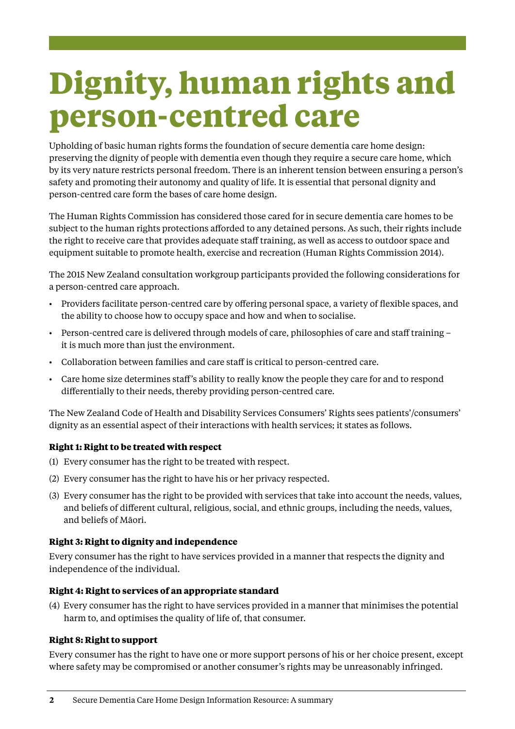# Dignity, human rights and person-centred care

Upholding of basic human rights forms the foundation of secure dementia care home design: preserving the dignity of people with dementia even though they require a secure care home, which by its very nature restricts personal freedom. There is an inherent tension between ensuring a person's safety and promoting their autonomy and quality of life. It is essential that personal dignity and person-centred care form the bases of care home design.

The Human Rights Commission has considered those cared for in secure dementia care homes to be subject to the human rights protections afforded to any detained persons. As such, their rights include the right to receive care that provides adequate staff training, as well as access to outdoor space and equipment suitable to promote health, exercise and recreation (Human Rights Commission 2014).

The 2015 New Zealand consultation workgroup participants provided the following considerations for a person-centred care approach.

- Providers facilitate person-centred care by offering personal space, a variety of flexible spaces, and the ability to choose how to occupy space and how and when to socialise.
- Person-centred care is delivered through models of care, philosophies of care and staff training – it is much more than just the environment.
- Collaboration between families and care staff is critical to person-centred care.
- Care home size determines staff's ability to really know the people they care for and to respond differentially to their needs, thereby providing person-centred care.

The New Zealand Code of Health and Disability Services Consumers' Rights sees patients'/consumers' dignity as an essential aspect of their interactions with health services; it states as follows.

**Right 1: Right to be treated with respect**

(1) Every consumer has the right to be treated with respect.

(2) Every consumer has the right to have his or her privacy respected.

(3) Every consumer has the right to be provided with services that take into account the needs, values, and beliefs of different cultural, religious, social, and ethnic groups, including the needs, values, and beliefs of Māori.

**Right 3: Right to dignity and independence**

Every consumer has the right to have services provided in a manner that respects the dignity and independence of the individual.

**Right 4: Right to services of an appropriate standard**

(4) Every consumer has the right to have services provided in a manner that minimises the potential harm to, and optimises the quality of life of, that consumer.

**Right 8: Right to support**

Every consumer has the right to have one or more support persons of his or her choice present, except where safety may be compromised or another consumer's rights may be unreasonably infringed.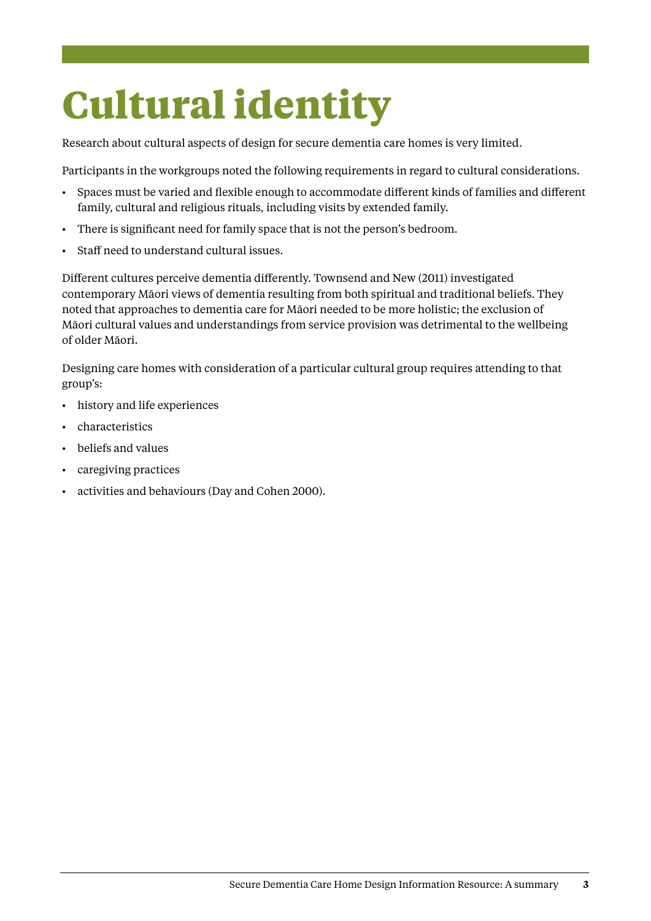# Cultural identity

Research about cultural aspects of design for secure dementia care homes is very limited.

Participants in the workgroups noted the following requirements in regard to cultural considerations.

- Spaces must be varied and flexible enough to accommodate different kinds of families and different family, cultural and religious rituals, including visits by extended family.
- There is significant need for family space that is not the person's bedroom.
- Staff need to understand cultural issues.

Different cultures perceive dementia differently. Townsend and New (2011) investigated contemporary Māori views of dementia resulting from both spiritual and traditional beliefs. They noted that approaches to dementia care for Māori needed to be more holistic; the exclusion of Māori cultural values and understandings from service provision was detrimental to the wellbeing of older Māori.

Designing care homes with consideration of a particular cultural group requires attending to that group's:

- history and life experiences
- characteristics
- beliefs and values
- caregiving practices
- activities and behaviours (Day and Cohen 2000).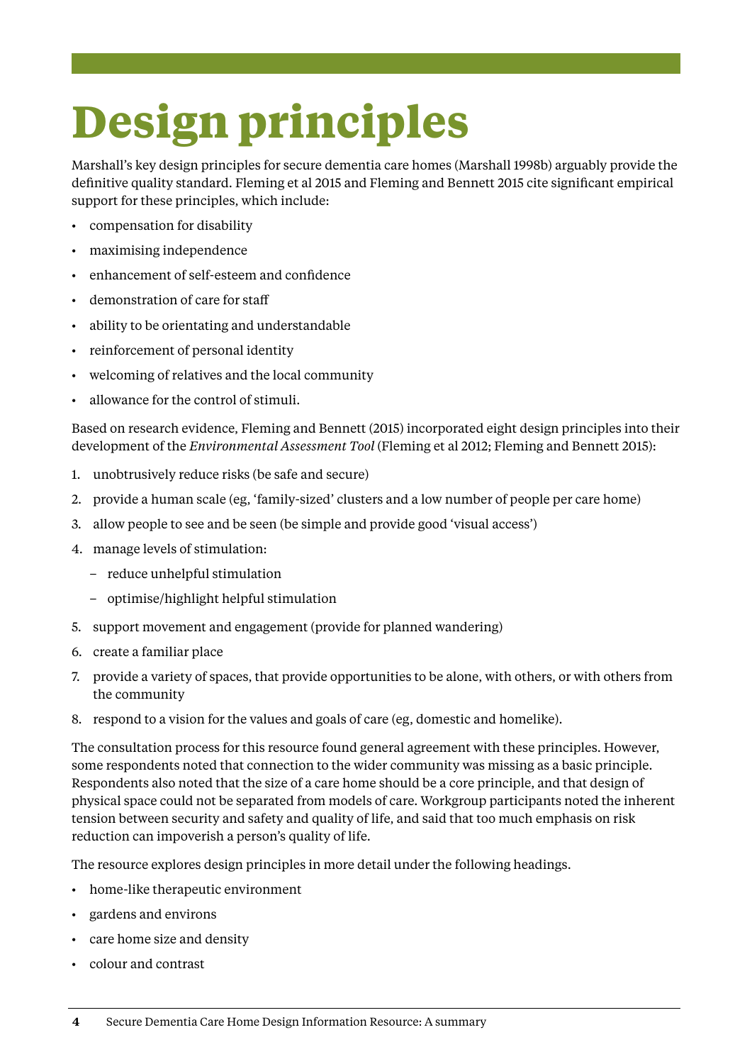# Design principles

Marshall's key design principles for secure dementia care homes (Marshall 1998b) arguably provide the definitive quality standard. Fleming et al 2015 and Fleming and Bennett 2015 cite significant empirical support for these principles, which include:

- compensation for disability
- maximising independence
- enhancement of self-esteem and confidence
- demonstration of care for staff
- ability to be orientating and understandable
- reinforcement of personal identity
- welcoming of relatives and the local community
- allowance for the control of stimuli.

Based on research evidence, Fleming and Bennett (2015) incorporated eight design principles into their development of the *Environmental Assessment Tool* (Fleming et al 2012; Fleming and Bennett 2015):

1. unobtrusively reduce risks (be safe and secure)
2. provide a human scale (eg, 'family-sized' clusters and a low number of people per care home)
3. allow people to see and be seen (be simple and provide good 'visual access')
4. manage levels of stimulation:
   - reduce unhelpful stimulation
   - optimise/highlight helpful stimulation
5. support movement and engagement (provide for planned wandering)
6. create a familiar place
7. provide a variety of spaces, that provide opportunities to be alone, with others, or with others from the community
8. respond to a vision for the values and goals of care (eg, domestic and homelike).

The consultation process for this resource found general agreement with these principles. However, some respondents noted that connection to the wider community was missing as a basic principle. Respondents also noted that the size of a care home should be a core principle, and that design of physical space could not be separated from models of care. Workgroup participants noted the inherent tension between security and safety and quality of life, and said that too much emphasis on risk reduction can impoverish a person's quality of life.

The resource explores design principles in more detail under the following headings.

- home-like therapeutic environment
- gardens and environs
- care home size and density
- colour and contrast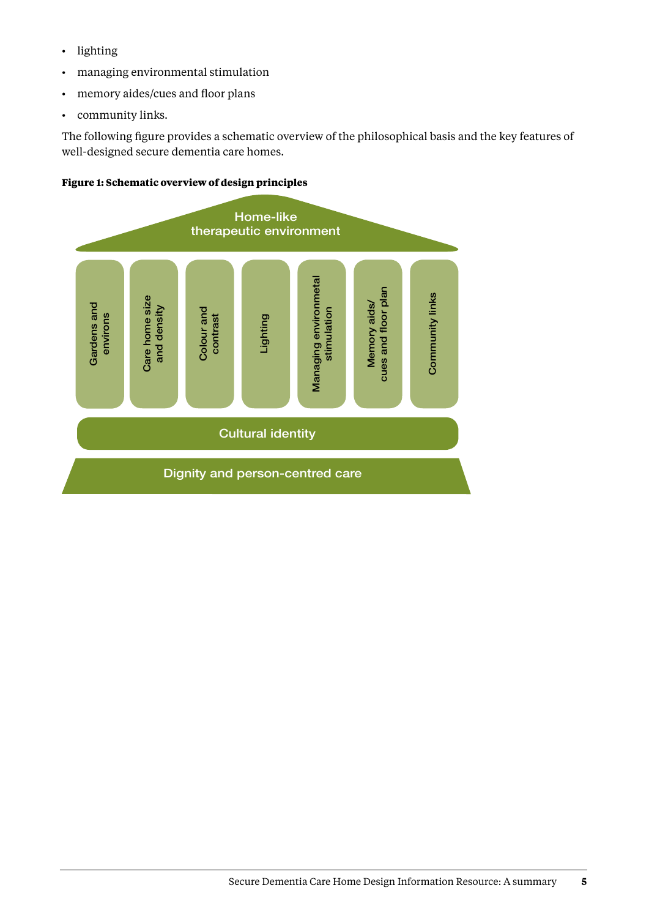- lighting
- managing environmental stimulation
- memory aides/cues and floor plans
- community links.

The following figure provides a schematic overview of the philosophical basis and the key features of well-designed secure dementia care homes.

**Figure 1: Schematic overview of design principles**

Home-like therapeutic environment

Gardens and environs | Care home size and density | Colour and contrast | Lighting | Managing environmetal stimulation | Memory aids/ cues and floor plan | Community links

Cultural identity

Dignity and person-centred care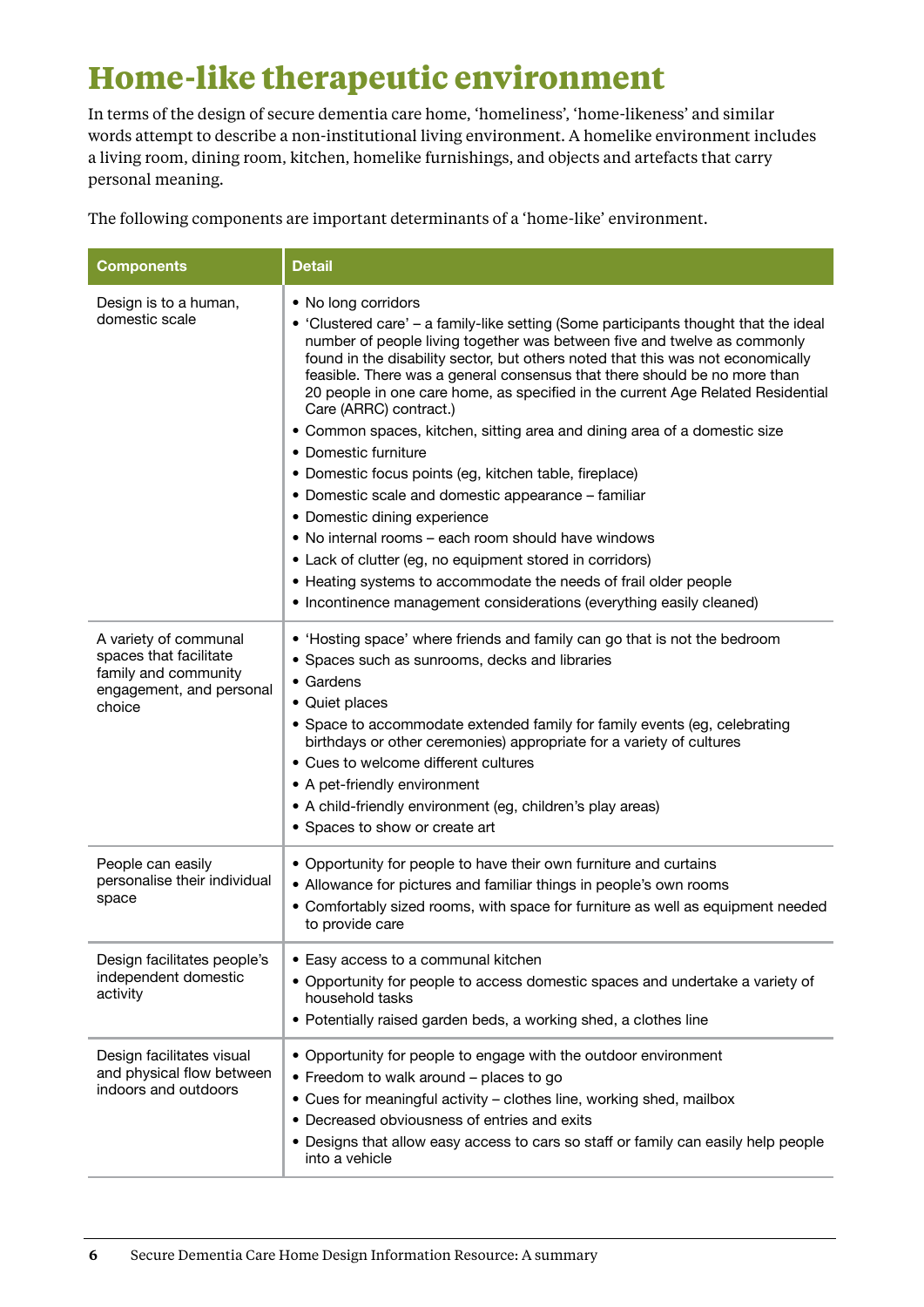# Home-like therapeutic environment

In terms of the design of secure dementia care home, 'homeliness', 'home-likeness' and similar words attempt to describe a non-institutional living environment. A homelike environment includes a living room, dining room, kitchen, homelike furnishings, and objects and artefacts that carry personal meaning.

The following components are important determinants of a 'home-like' environment.

| Components | Detail |
|---|---|
| Design is to a human, domestic scale | • No long corridors<br>• 'Clustered care' – a family-like setting (Some participants thought that the ideal number of people living together was between five and twelve as commonly found in the disability sector, but others noted that this was not economically feasible. There was a general consensus that there should be no more than 20 people in one care home, as specified in the current Age Related Residential Care (ARRC) contract.)<br>• Common spaces, kitchen, sitting area and dining area of a domestic size<br>• Domestic furniture<br>• Domestic focus points (eg, kitchen table, fireplace)<br>• Domestic scale and domestic appearance – familiar<br>• Domestic dining experience<br>• No internal rooms – each room should have windows<br>• Lack of clutter (eg, no equipment stored in corridors)<br>• Heating systems to accommodate the needs of frail older people<br>• Incontinence management considerations (everything easily cleaned) |
| A variety of communal spaces that facilitate family and community engagement, and personal choice | • 'Hosting space' where friends and family can go that is not the bedroom<br>• Spaces such as sunrooms, decks and libraries<br>• Gardens<br>• Quiet places<br>• Space to accommodate extended family for family events (eg, celebrating birthdays or other ceremonies) appropriate for a variety of cultures<br>• Cues to welcome different cultures<br>• A pet-friendly environment<br>• A child-friendly environment (eg, children's play areas)<br>• Spaces to show or create art |
| People can easily personalise their individual space | • Opportunity for people to have their own furniture and curtains<br>• Allowance for pictures and familiar things in people's own rooms<br>• Comfortably sized rooms, with space for furniture as well as equipment needed to provide care |
| Design facilitates people's independent domestic activity | • Easy access to a communal kitchen<br>• Opportunity for people to access domestic spaces and undertake a variety of household tasks<br>• Potentially raised garden beds, a working shed, a clothes line |
| Design facilitates visual and physical flow between indoors and outdoors | • Opportunity for people to engage with the outdoor environment<br>• Freedom to walk around – places to go<br>• Cues for meaningful activity – clothes line, working shed, mailbox<br>• Decreased obviousness of entries and exits<br>• Designs that allow easy access to cars so staff or family can easily help people into a vehicle |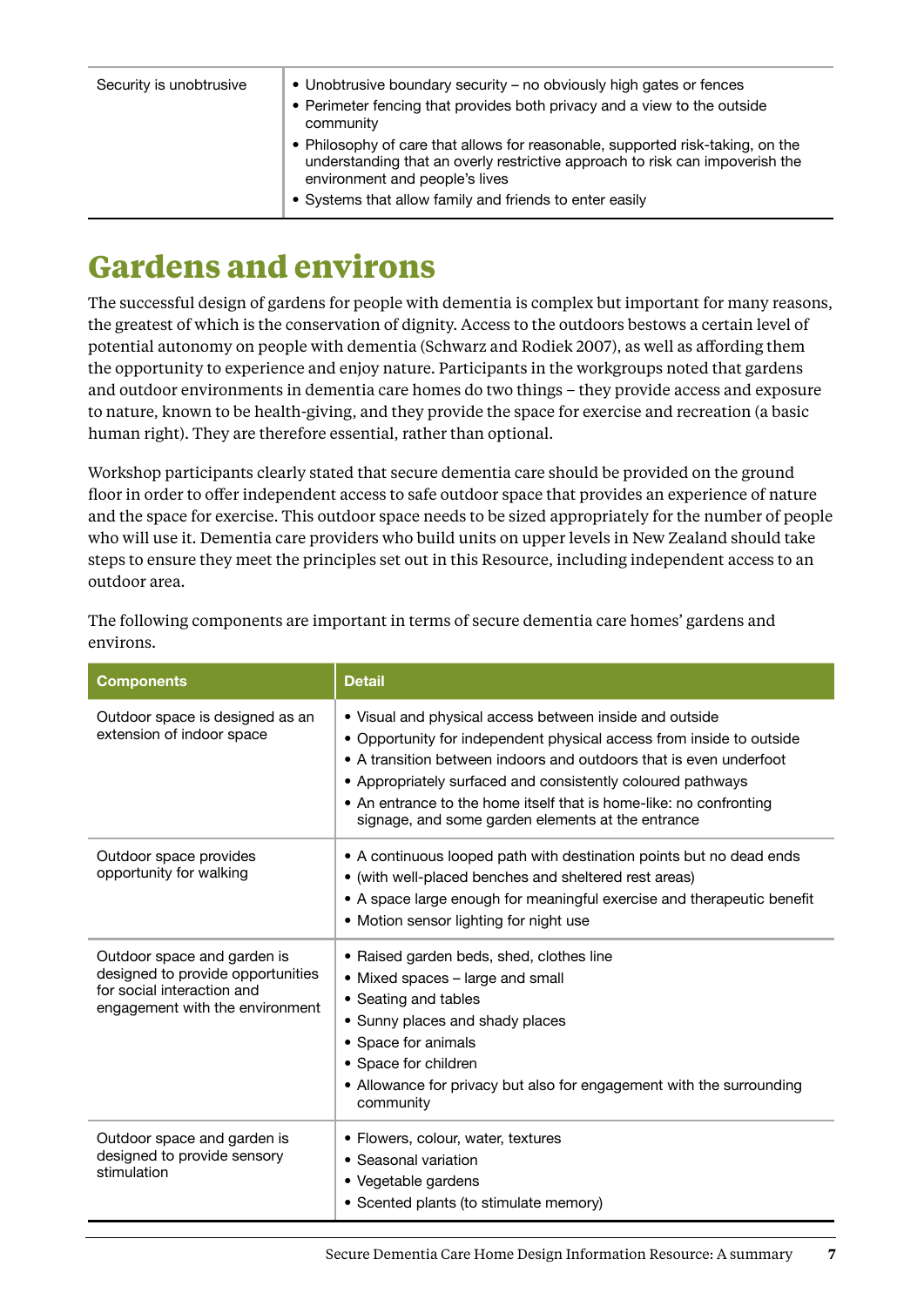| | |
|---|---|
| Security is unobtrusive | • Unobtrusive boundary security – no obviously high gates or fences<br>• Perimeter fencing that provides both privacy and a view to the outside community<br>• Philosophy of care that allows for reasonable, supported risk-taking, on the understanding that an overly restrictive approach to risk can impoverish the environment and people's lives<br>• Systems that allow family and friends to enter easily |

# Gardens and environs

The successful design of gardens for people with dementia is complex but important for many reasons, the greatest of which is the conservation of dignity. Access to the outdoors bestows a certain level of potential autonomy on people with dementia (Schwarz and Rodiek 2007), as well as affording them the opportunity to experience and enjoy nature. Participants in the workgroups noted that gardens and outdoor environments in dementia care homes do two things – they provide access and exposure to nature, known to be health-giving, and they provide the space for exercise and recreation (a basic human right). They are therefore essential, rather than optional.

Workshop participants clearly stated that secure dementia care should be provided on the ground floor in order to offer independent access to safe outdoor space that provides an experience of nature and the space for exercise. This outdoor space needs to be sized appropriately for the number of people who will use it. Dementia care providers who build units on upper levels in New Zealand should take steps to ensure they meet the principles set out in this Resource, including independent access to an outdoor area.

The following components are important in terms of secure dementia care homes' gardens and environs.

| Components | Detail |
|---|---|
| Outdoor space is designed as an extension of indoor space | • Visual and physical access between inside and outside<br>• Opportunity for independent physical access from inside to outside<br>• A transition between indoors and outdoors that is even underfoot<br>• Appropriately surfaced and consistently coloured pathways<br>• An entrance to the home itself that is home-like: no confronting signage, and some garden elements at the entrance |
| Outdoor space provides opportunity for walking | • A continuous looped path with destination points but no dead ends<br>• (with well-placed benches and sheltered rest areas)<br>• A space large enough for meaningful exercise and therapeutic benefit<br>• Motion sensor lighting for night use |
| Outdoor space and garden is designed to provide opportunities for social interaction and engagement with the environment | • Raised garden beds, shed, clothes line<br>• Mixed spaces – large and small<br>• Seating and tables<br>• Sunny places and shady places<br>• Space for animals<br>• Space for children<br>• Allowance for privacy but also for engagement with the surrounding community |
| Outdoor space and garden is designed to provide sensory stimulation | • Flowers, colour, water, textures<br>• Seasonal variation<br>• Vegetable gardens<br>• Scented plants (to stimulate memory) |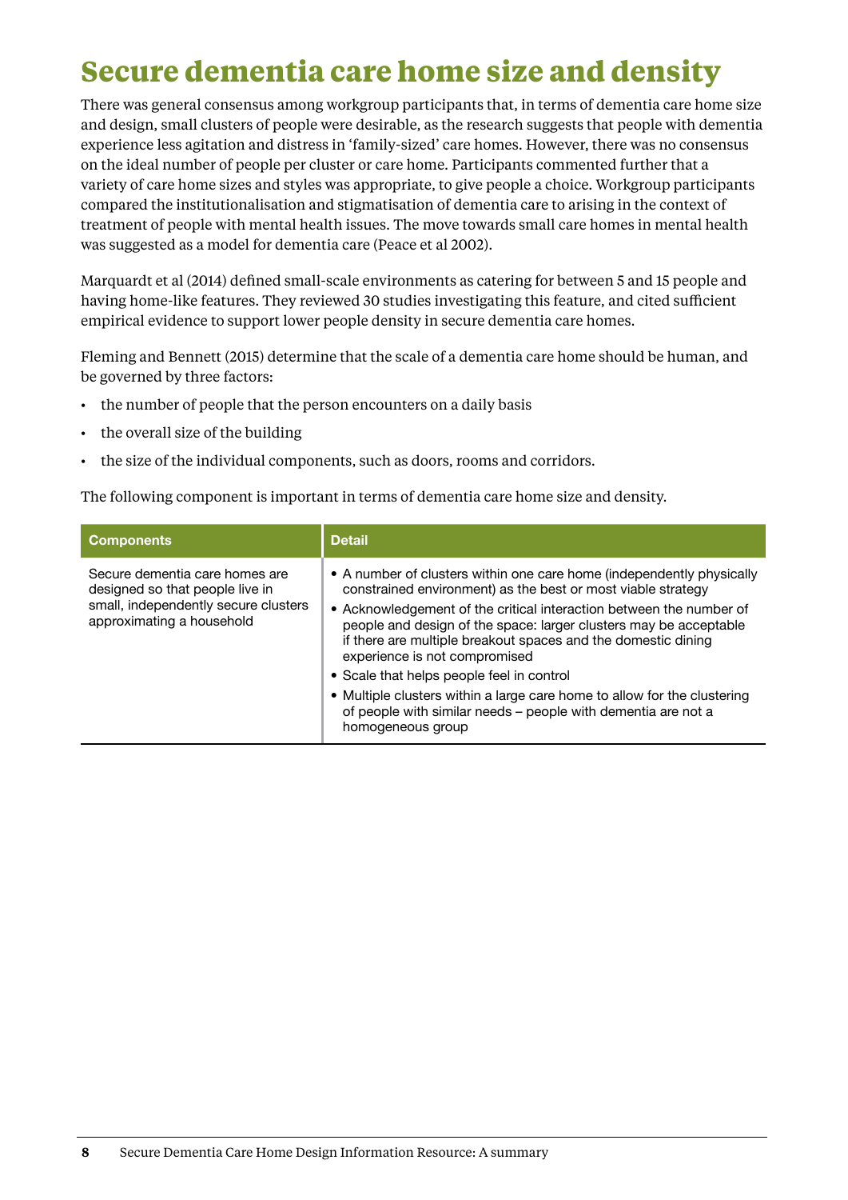# Secure dementia care home size and density

There was general consensus among workgroup participants that, in terms of dementia care home size and design, small clusters of people were desirable, as the research suggests that people with dementia experience less agitation and distress in 'family-sized' care homes. However, there was no consensus on the ideal number of people per cluster or care home. Participants commented further that a variety of care home sizes and styles was appropriate, to give people a choice. Workgroup participants compared the institutionalisation and stigmatisation of dementia care to arising in the context of treatment of people with mental health issues. The move towards small care homes in mental health was suggested as a model for dementia care (Peace et al 2002).

Marquardt et al (2014) defined small-scale environments as catering for between 5 and 15 people and having home-like features. They reviewed 30 studies investigating this feature, and cited sufficient empirical evidence to support lower people density in secure dementia care homes.

Fleming and Bennett (2015) determine that the scale of a dementia care home should be human, and be governed by three factors:

- the number of people that the person encounters on a daily basis
- the overall size of the building
- the size of the individual components, such as doors, rooms and corridors.

The following component is important in terms of dementia care home size and density.

| Components | Detail |
|---|---|
| Secure dementia care homes are designed so that people live in small, independently secure clusters approximating a household | • A number of clusters within one care home (independently physically constrained environment) as the best or most viable strategy<br>• Acknowledgement of the critical interaction between the number of people and design of the space: larger clusters may be acceptable if there are multiple breakout spaces and the domestic dining experience is not compromised<br>• Scale that helps people feel in control<br>• Multiple clusters within a large care home to allow for the clustering of people with similar needs – people with dementia are not a homogeneous group |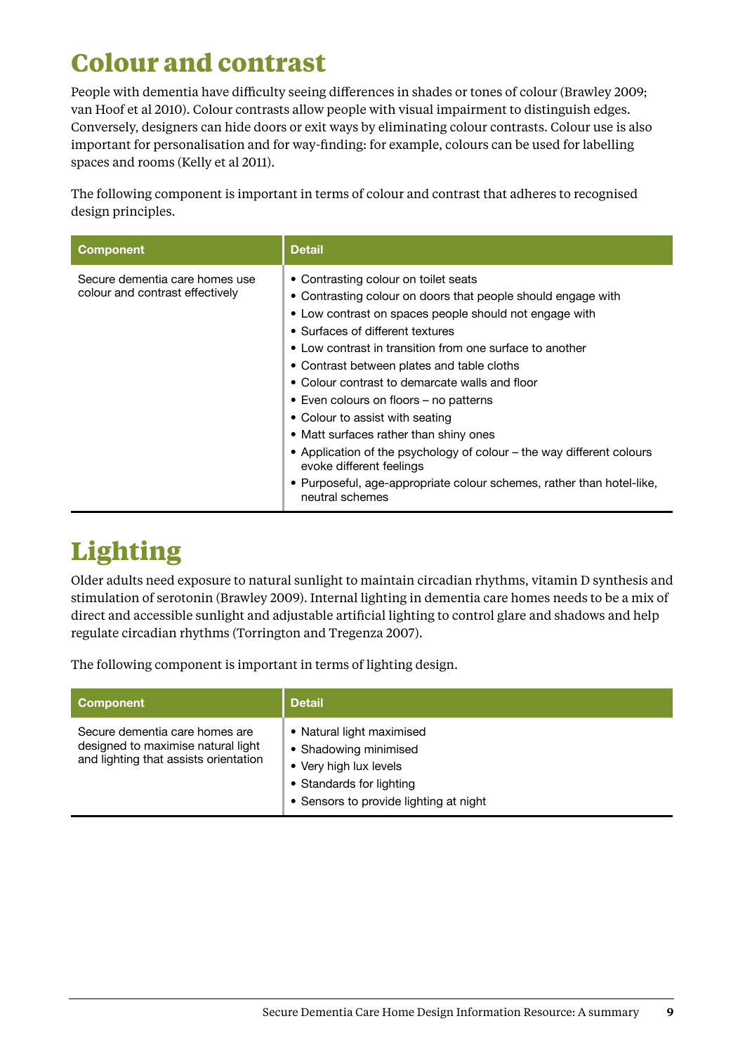# Colour and contrast

People with dementia have difficulty seeing differences in shades or tones of colour (Brawley 2009; van Hoof et al 2010). Colour contrasts allow people with visual impairment to distinguish edges. Conversely, designers can hide doors or exit ways by eliminating colour contrasts. Colour use is also important for personalisation and for way-finding: for example, colours can be used for labelling spaces and rooms (Kelly et al 2011).

The following component is important in terms of colour and contrast that adheres to recognised design principles.

| Component | Detail |
| --- | --- |
| Secure dementia care homes use colour and contrast effectively | • Contrasting colour on toilet seats<br>• Contrasting colour on doors that people should engage with<br>• Low contrast on spaces people should not engage with<br>• Surfaces of different textures<br>• Low contrast in transition from one surface to another<br>• Contrast between plates and table cloths<br>• Colour contrast to demarcate walls and floor<br>• Even colours on floors – no patterns<br>• Colour to assist with seating<br>• Matt surfaces rather than shiny ones<br>• Application of the psychology of colour – the way different colours evoke different feelings<br>• Purposeful, age-appropriate colour schemes, rather than hotel-like, neutral schemes |

# Lighting

Older adults need exposure to natural sunlight to maintain circadian rhythms, vitamin D synthesis and stimulation of serotonin (Brawley 2009). Internal lighting in dementia care homes needs to be a mix of direct and accessible sunlight and adjustable artificial lighting to control glare and shadows and help regulate circadian rhythms (Torrington and Tregenza 2007).

The following component is important in terms of lighting design.

| Component | Detail |
| --- | --- |
| Secure dementia care homes are designed to maximise natural light and lighting that assists orientation | • Natural light maximised<br>• Shadowing minimised<br>• Very high lux levels<br>• Standards for lighting<br>• Sensors to provide lighting at night |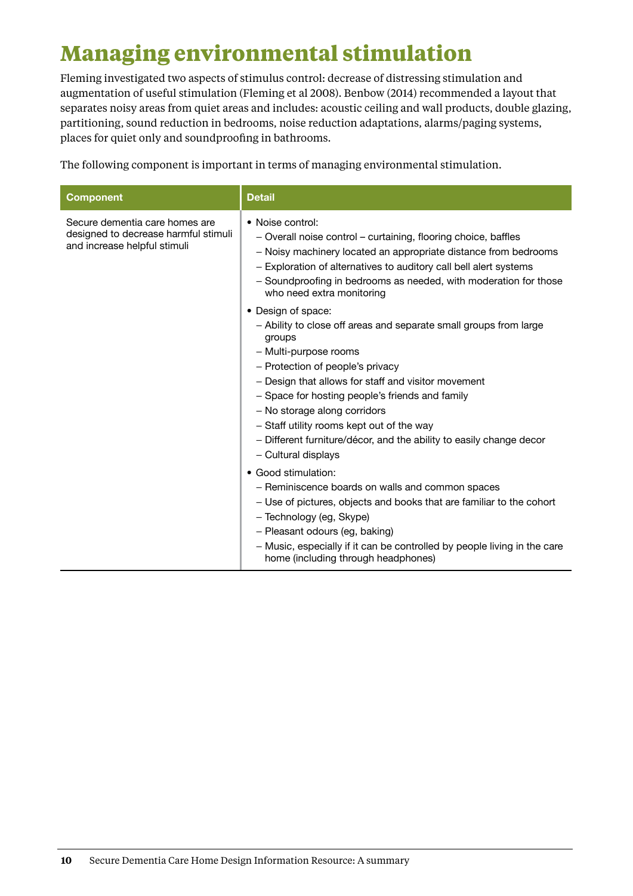# Managing environmental stimulation

Fleming investigated two aspects of stimulus control: decrease of distressing stimulation and augmentation of useful stimulation (Fleming et al 2008). Benbow (2014) recommended a layout that separates noisy areas from quiet areas and includes: acoustic ceiling and wall products, double glazing, partitioning, sound reduction in bedrooms, noise reduction adaptations, alarms/paging systems, places for quiet only and soundproofing in bathrooms.

The following component is important in terms of managing environmental stimulation.

| Component | Detail |
| --- | --- |
| Secure dementia care homes are designed to decrease harmful stimuli and increase helpful stimuli | • Noise control:<br>– Overall noise control – curtaining, flooring choice, baffles<br>– Noisy machinery located an appropriate distance from bedrooms<br>– Exploration of alternatives to auditory call bell alert systems<br>– Soundproofing in bedrooms as needed, with moderation for those who need extra monitoring<br>• Design of space:<br>– Ability to close off areas and separate small groups from large groups<br>– Multi-purpose rooms<br>– Protection of people's privacy<br>– Design that allows for staff and visitor movement<br>– Space for hosting people's friends and family<br>– No storage along corridors<br>– Staff utility rooms kept out of the way<br>– Different furniture/décor, and the ability to easily change decor<br>– Cultural displays<br>• Good stimulation:<br>– Reminiscence boards on walls and common spaces<br>– Use of pictures, objects and books that are familiar to the cohort<br>– Technology (eg, Skype)<br>– Pleasant odours (eg, baking)<br>– Music, especially if it can be controlled by people living in the care home (including through headphones) |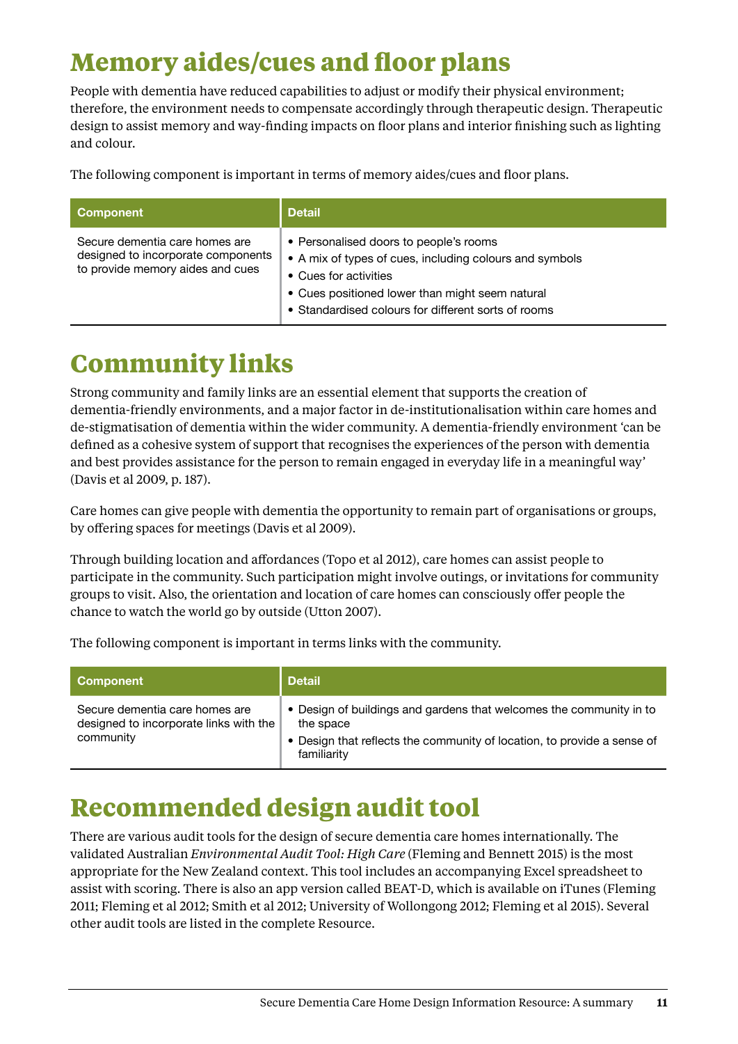# Memory aides/cues and floor plans

People with dementia have reduced capabilities to adjust or modify their physical environment; therefore, the environment needs to compensate accordingly through therapeutic design. Therapeutic design to assist memory and way-finding impacts on floor plans and interior finishing such as lighting and colour.

The following component is important in terms of memory aides/cues and floor plans.

| Component | Detail |
| --- | --- |
| Secure dementia care homes are designed to incorporate components to provide memory aides and cues | • Personalised doors to people's rooms<br>• A mix of types of cues, including colours and symbols<br>• Cues for activities<br>• Cues positioned lower than might seem natural<br>• Standardised colours for different sorts of rooms |

# Community links

Strong community and family links are an essential element that supports the creation of dementia-friendly environments, and a major factor in de-institutionalisation within care homes and de-stigmatisation of dementia within the wider community. A dementia-friendly environment 'can be defined as a cohesive system of support that recognises the experiences of the person with dementia and best provides assistance for the person to remain engaged in everyday life in a meaningful way' (Davis et al 2009, p. 187).

Care homes can give people with dementia the opportunity to remain part of organisations or groups, by offering spaces for meetings (Davis et al 2009).

Through building location and affordances (Topo et al 2012), care homes can assist people to participate in the community. Such participation might involve outings, or invitations for community groups to visit. Also, the orientation and location of care homes can consciously offer people the chance to watch the world go by outside (Utton 2007).

The following component is important in terms links with the community.

| Component | Detail |
| --- | --- |
| Secure dementia care homes are designed to incorporate links with the community | • Design of buildings and gardens that welcomes the community in to the space<br>• Design that reflects the community of location, to provide a sense of familiarity |

# Recommended design audit tool

There are various audit tools for the design of secure dementia care homes internationally. The validated Australian *Environmental Audit Tool: High Care* (Fleming and Bennett 2015) is the most appropriate for the New Zealand context. This tool includes an accompanying Excel spreadsheet to assist with scoring. There is also an app version called BEAT-D, which is available on iTunes (Fleming 2011; Fleming et al 2012; Smith et al 2012; University of Wollongong 2012; Fleming et al 2015). Several other audit tools are listed in the complete Resource.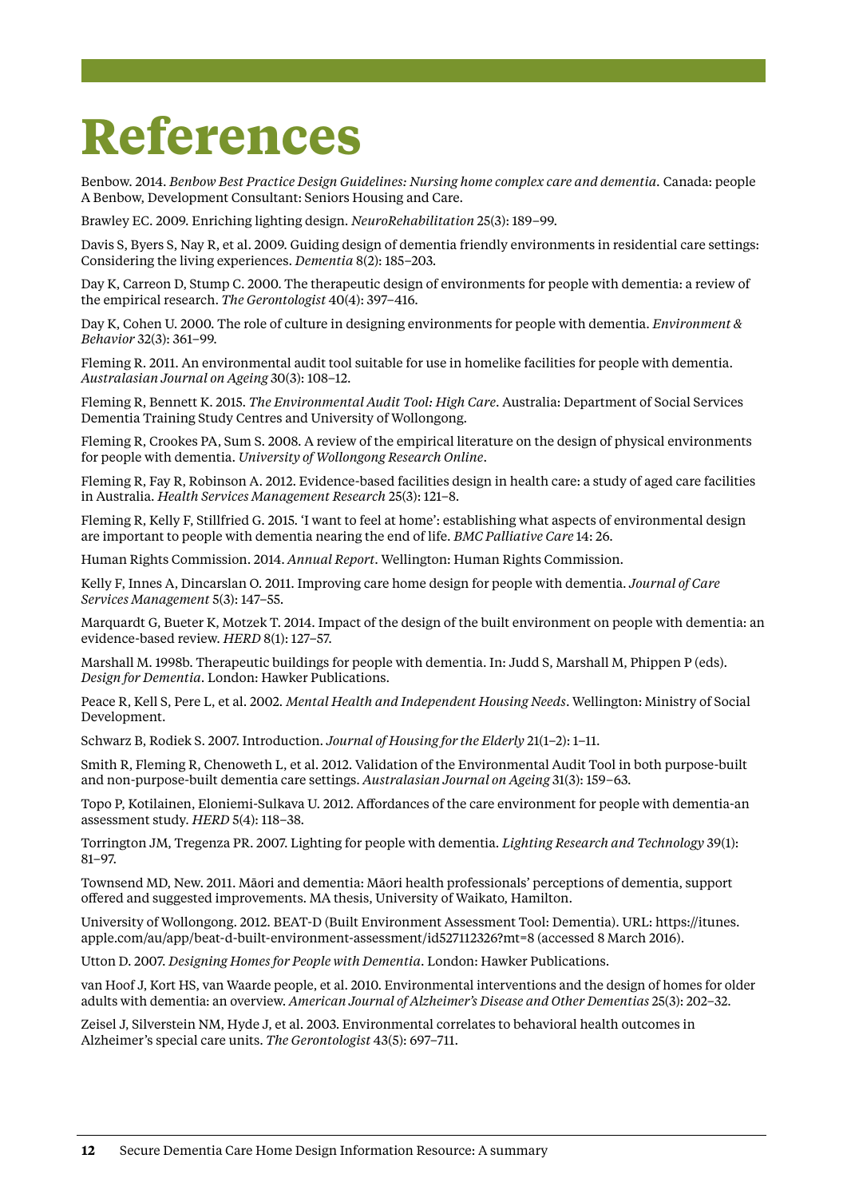# References

Benbow. 2014. *Benbow Best Practice Design Guidelines: Nursing home complex care and dementia.* Canada: people A Benbow, Development Consultant: Seniors Housing and Care.

Brawley EC. 2009. Enriching lighting design. *NeuroRehabilitation* 25(3): 189–99.

Davis S, Byers S, Nay R, et al. 2009. Guiding design of dementia friendly environments in residential care settings: Considering the living experiences. *Dementia* 8(2): 185–203.

Day K, Carreon D, Stump C. 2000. The therapeutic design of environments for people with dementia: a review of the empirical research. *The Gerontologist* 40(4): 397–416.

Day K, Cohen U. 2000. The role of culture in designing environments for people with dementia. *Environment & Behavior* 32(3): 361–99.

Fleming R. 2011. An environmental audit tool suitable for use in homelike facilities for people with dementia. *Australasian Journal on Ageing* 30(3): 108–12.

Fleming R, Bennett K. 2015. *The Environmental Audit Tool: High Care*. Australia: Department of Social Services Dementia Training Study Centres and University of Wollongong.

Fleming R, Crookes PA, Sum S. 2008. A review of the empirical literature on the design of physical environments for people with dementia. *University of Wollongong Research Online*.

Fleming R, Fay R, Robinson A. 2012. Evidence-based facilities design in health care: a study of aged care facilities in Australia. *Health Services Management Research* 25(3): 121–8.

Fleming R, Kelly F, Stillfried G. 2015. 'I want to feel at home': establishing what aspects of environmental design are important to people with dementia nearing the end of life. *BMC Palliative Care* 14: 26.

Human Rights Commission. 2014. *Annual Report*. Wellington: Human Rights Commission.

Kelly F, Innes A, Dincarslan O. 2011. Improving care home design for people with dementia. *Journal of Care Services Management* 5(3): 147–55.

Marquardt G, Bueter K, Motzek T. 2014. Impact of the design of the built environment on people with dementia: an evidence-based review. *HERD* 8(1): 127–57.

Marshall M. 1998b. Therapeutic buildings for people with dementia. In: Judd S, Marshall M, Phippen P (eds). *Design for Dementia*. London: Hawker Publications.

Peace R, Kell S, Pere L, et al. 2002. *Mental Health and Independent Housing Needs*. Wellington: Ministry of Social Development.

Schwarz B, Rodiek S. 2007. Introduction. *Journal of Housing for the Elderly* 21(1–2): 1–11.

Smith R, Fleming R, Chenoweth L, et al. 2012. Validation of the Environmental Audit Tool in both purpose-built and non-purpose-built dementia care settings. *Australasian Journal on Ageing* 31(3): 159–63.

Topo P, Kotilainen, Eloniemi-Sulkava U. 2012. Affordances of the care environment for people with dementia-an assessment study. *HERD* 5(4): 118–38.

Torrington JM, Tregenza PR. 2007. Lighting for people with dementia. *Lighting Research and Technology* 39(1): 81–97.

Townsend MD, New. 2011. Māori and dementia: Māori health professionals' perceptions of dementia, support offered and suggested improvements. MA thesis, University of Waikato, Hamilton.

University of Wollongong. 2012. BEAT-D (Built Environment Assessment Tool: Dementia). URL: https://itunes.apple.com/au/app/beat-d-built-environment-assessment/id527112326?mt=8 (accessed 8 March 2016).

Utton D. 2007. *Designing Homes for People with Dementia*. London: Hawker Publications.

van Hoof J, Kort HS, van Waarde people, et al. 2010. Environmental interventions and the design of homes for older adults with dementia: an overview. *American Journal of Alzheimer's Disease and Other Dementias* 25(3): 202–32.

Zeisel J, Silverstein NM, Hyde J, et al. 2003. Environmental correlates to behavioral health outcomes in Alzheimer's special care units. *The Gerontologist* 43(5): 697–711.